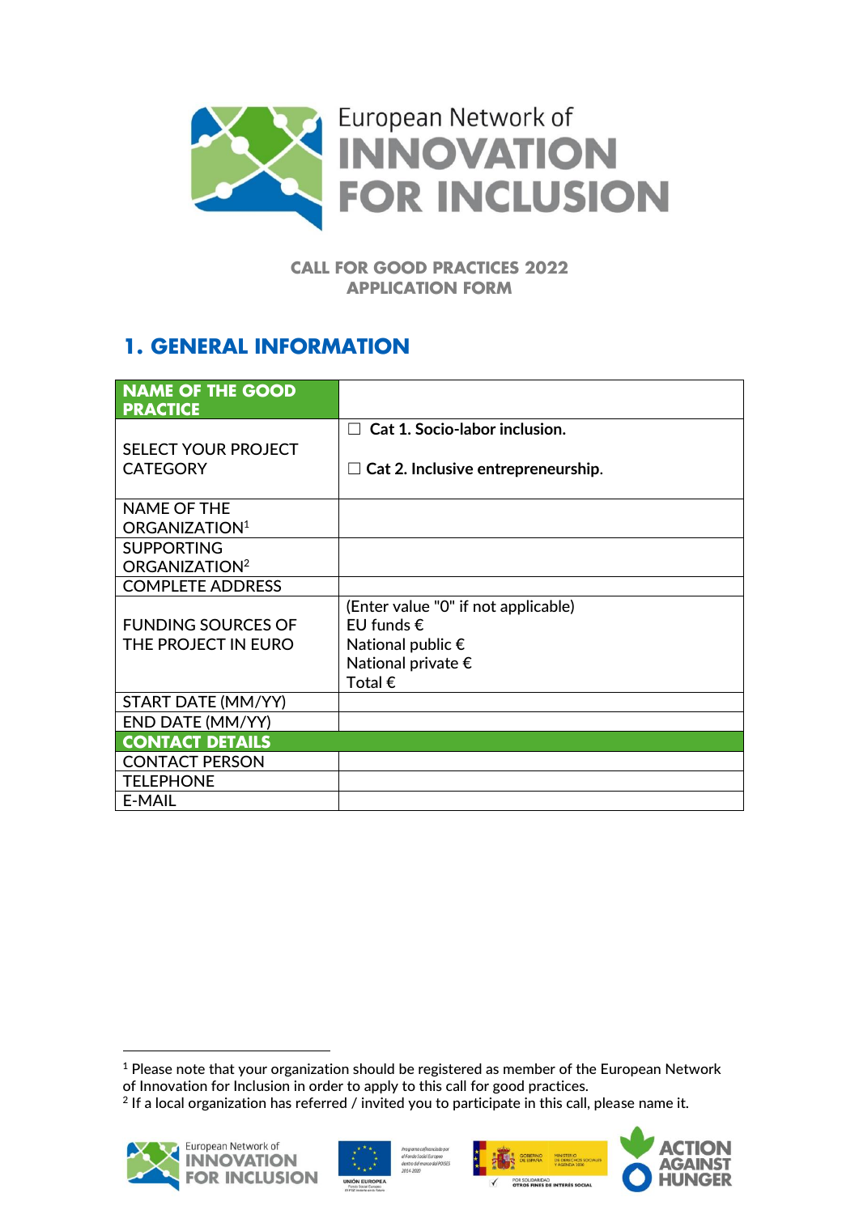European Network of **INNOVATION FOR INCLUSION**

**CALL FOR GOOD PRACTICES 2022**
**APPLICATION FORM**

## 1. GENERAL INFORMATION

| **NAME OF THE GOOD PRACTICE** | |
|---|---|
| SELECT YOUR PROJECT CATEGORY | ☐ **Cat 1. Socio-labor inclusion.**<br><br>☐ **Cat 2. Inclusive entrepreneurship.** |
| NAME OF THE ORGANIZATION[1] | |
| SUPPORTING ORGANIZATION[2] | |
| COMPLETE ADDRESS | |
| FUNDING SOURCES OF THE PROJECT IN EURO | (Enter value "0" if not applicable)<br>EU funds €<br>National public €<br>National private €<br>Total € |
| START DATE (MM/YY) | |
| END DATE (MM/YY) | |
| **CONTACT DETAILS** | |
| CONTACT PERSON | |
| TELEPHONE | |
| E-MAIL | |

[1] Please note that your organization should be registered as member of the European Network of Innovation for Inclusion in order to apply to this call for good practices.

[2] If a local organization has referred / invited you to participate in this call, please name it.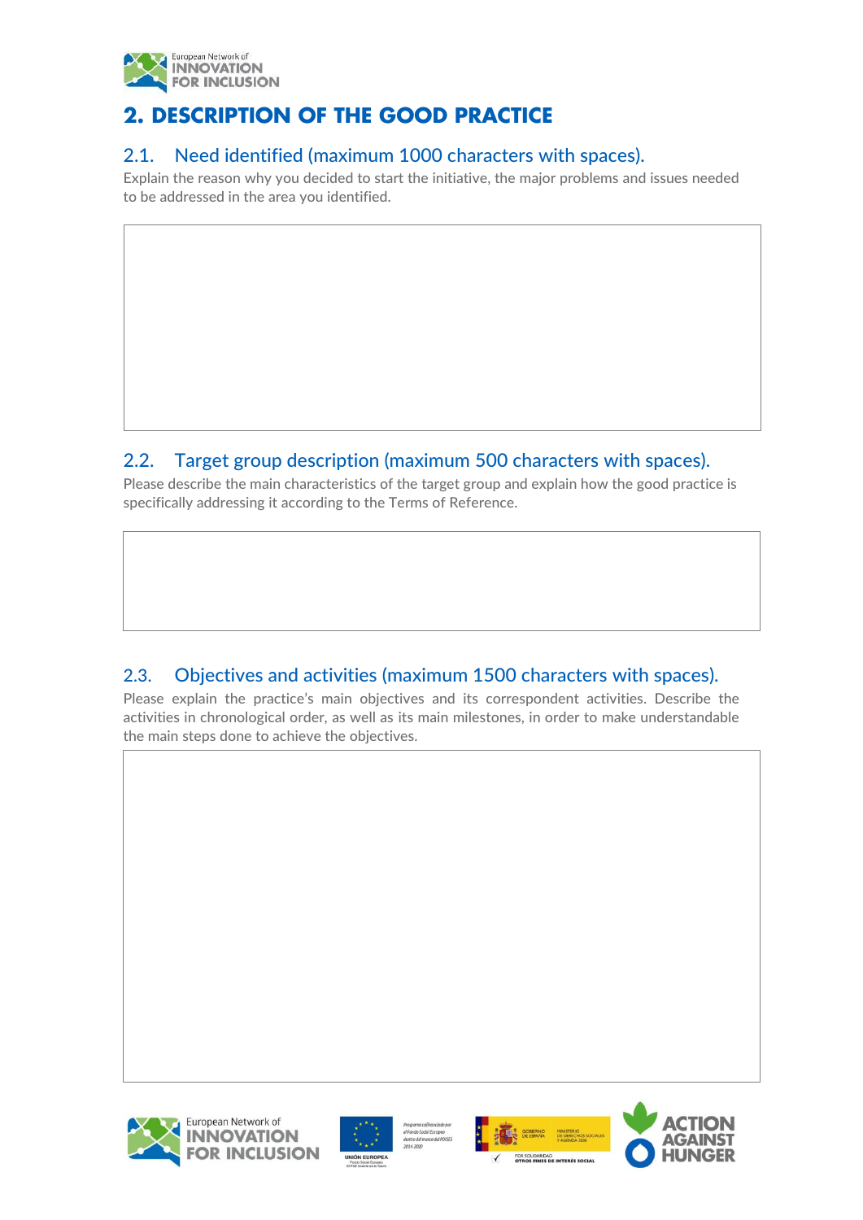## 2. DESCRIPTION OF THE GOOD PRACTICE

### 2.1. Need identified (maximum 1000 characters with spaces).

Explain the reason why you decided to start the initiative, the major problems and issues needed to be addressed in the area you identified.

### 2.2. Target group description (maximum 500 characters with spaces).

Please describe the main characteristics of the target group and explain how the good practice is specifically addressing it according to the Terms of Reference.

### 2.3. Objectives and activities (maximum 1500 characters with spaces).

Please explain the practice's main objectives and its correspondent activities. Describe the activities in chronological order, as well as its main milestones, in order to make understandable the main steps done to achieve the objectives.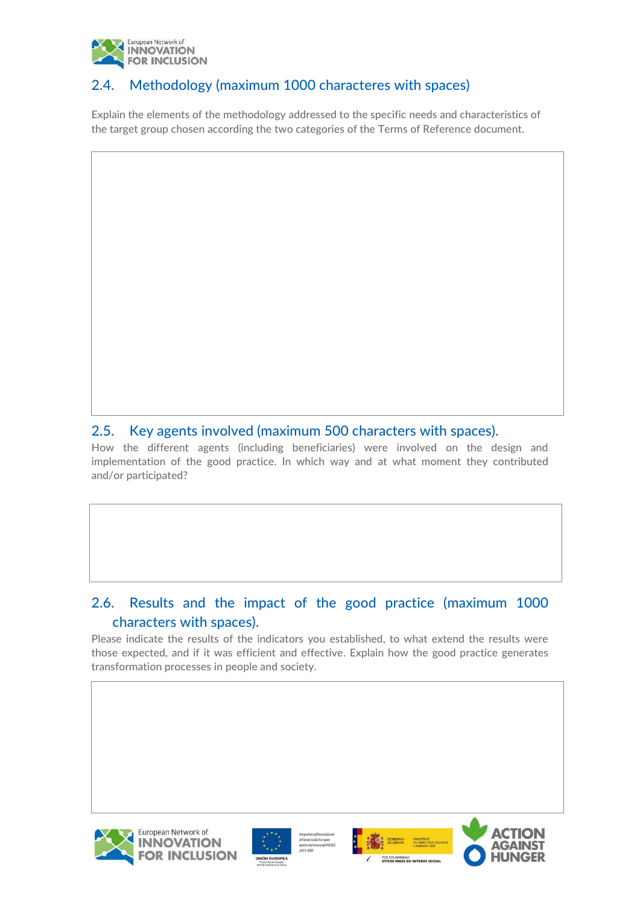## 2.4. Methodology (maximum 1000 characteres with spaces)

Explain the elements of the methodology addressed to the specific needs and characteristics of the target group chosen according the two categories of the Terms of Reference document.

| |
|---|
| |

## 2.5. Key agents involved (maximum 500 characters with spaces).

How the different agents (including beneficiaries) were involved on the design and implementation of the good practice. In which way and at what moment they contributed and/or participated?

| |
|---|
| |

## 2.6. Results and the impact of the good practice (maximum 1000 characters with spaces).

Please indicate the results of the indicators you established, to what extend the results were those expected, and if it was efficient and effective. Explain how the good practice generates transformation processes in people and society.

| |
|---|
| |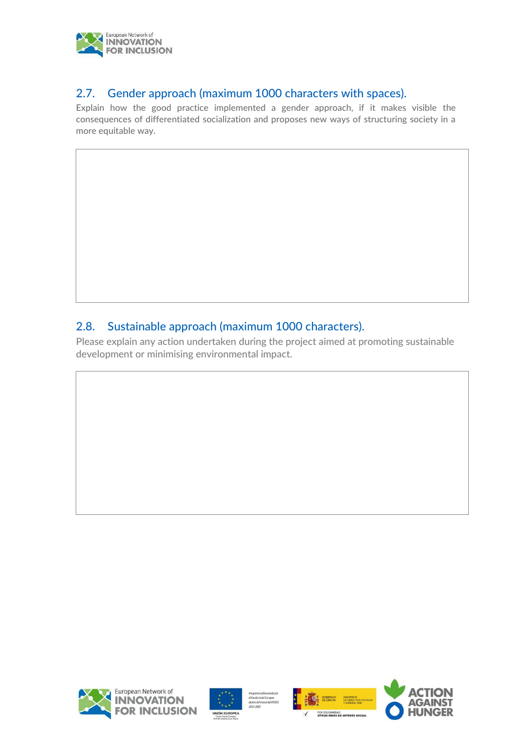## 2.7. Gender approach (maximum 1000 characters with spaces).

Explain how the good practice implemented a gender approach, if it makes visible the consequences of differentiated socialization and proposes new ways of structuring society in a more equitable way.

## 2.8. Sustainable approach (maximum 1000 characters).

Please explain any action undertaken during the project aimed at promoting sustainable development or minimising environmental impact.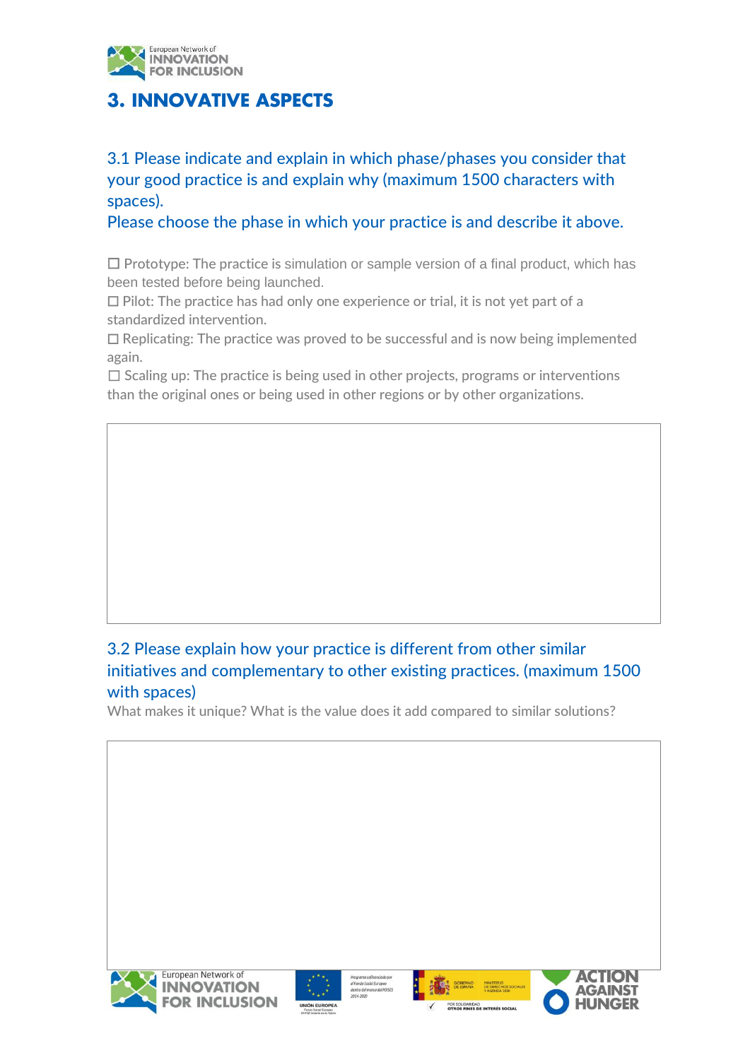## 3. INNOVATIVE ASPECTS

### 3.1 Please indicate and explain in which phase/phases you consider that your good practice is and explain why (maximum 1500 characters with spaces).

### Please choose the phase in which your practice is and describe it above.

☐ Prototype: The practice is simulation or sample version of a final product, which has been tested before being launched.

☐ Pilot: The practice has had only one experience or trial, it is not yet part of a standardized intervention.

☐ Replicating: The practice was proved to be successful and is now being implemented again.

☐ Scaling up: The practice is being used in other projects, programs or interventions than the original ones or being used in other regions or by other organizations.

| |
|---|
| |

### 3.2 Please explain how your practice is different from other similar initiatives and complementary to other existing practices. (maximum 1500 with spaces)

What makes it unique? What is the value does it add compared to similar solutions?

| |
|---|
| |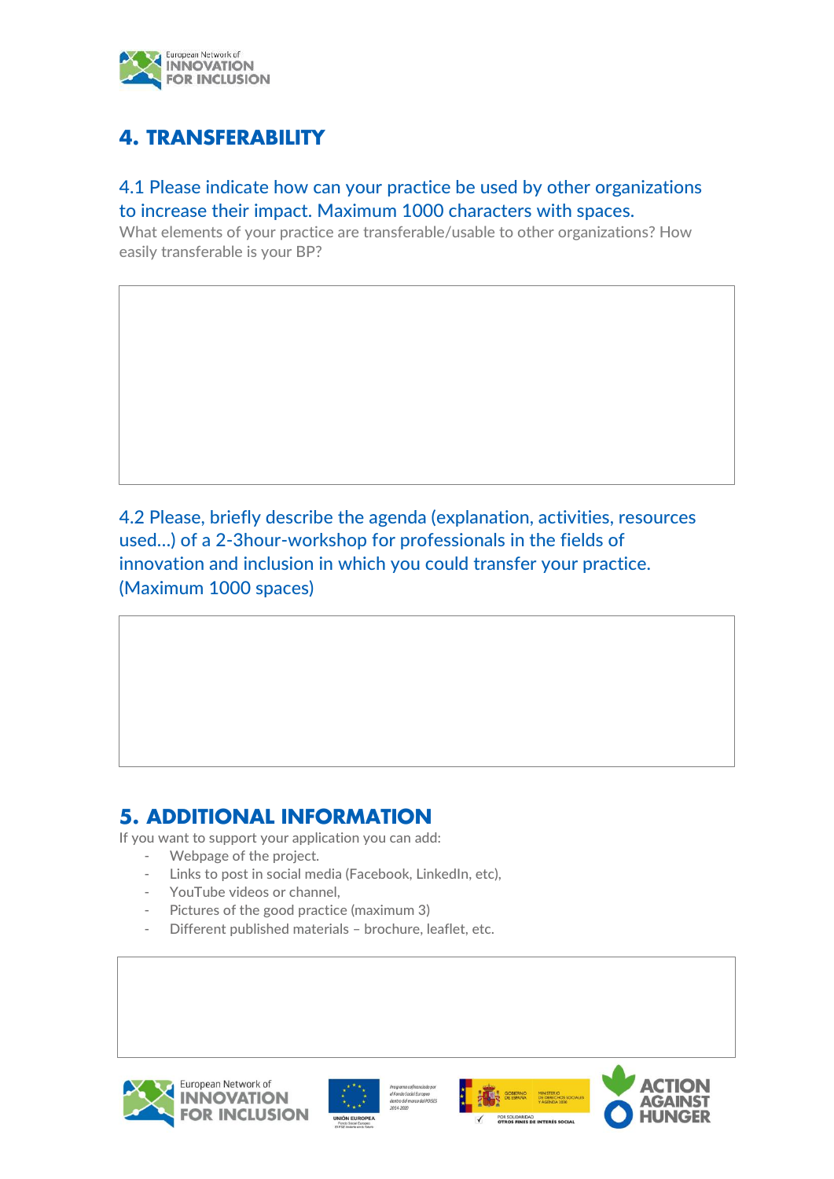## 4. TRANSFERABILITY

### 4.1 Please indicate how can your practice be used by other organizations to increase their impact. Maximum 1000 characters with spaces.

What elements of your practice are transferable/usable to other organizations? How easily transferable is your BP?

### 4.2 Please, briefly describe the agenda (explanation, activities, resources used…) of a 2-3hour-workshop for professionals in the fields of innovation and inclusion in which you could transfer your practice. (Maximum 1000 spaces)

## 5. ADDITIONAL INFORMATION

If you want to support your application you can add:

- Webpage of the project.
- Links to post in social media (Facebook, LinkedIn, etc),
- YouTube videos or channel,
- Pictures of the good practice (maximum 3)
- Different published materials – brochure, leaflet, etc.